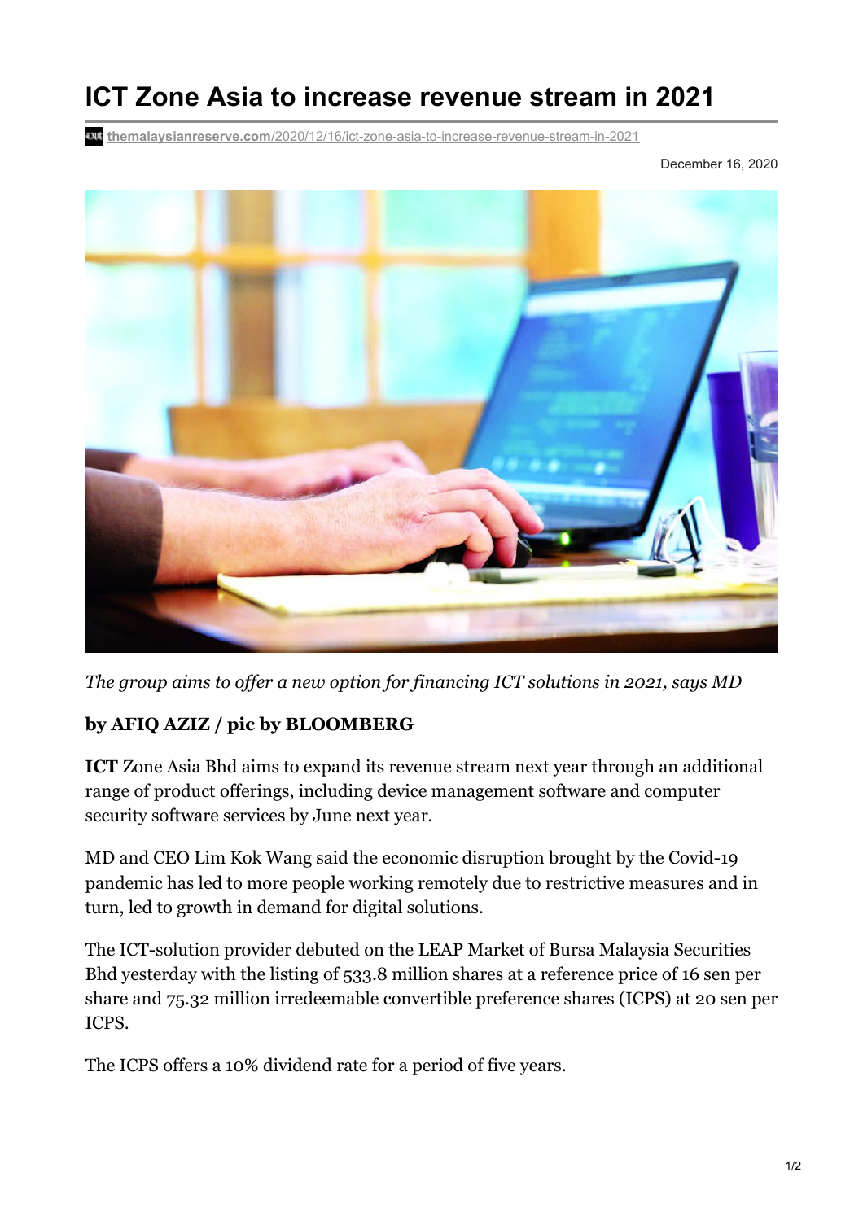# ICT Zone Asia to increase revenue stream in 2021

themalaysianreserve.com/2020/12/16/ict-zone-asia-to-increase-revenue-stream-in-2021

December 16, 2020

*The group aims to offer a new option for financing ICT solutions in 2021, says MD*

**by AFIQ AZIZ / pic by BLOOMBERG**

**ICT** Zone Asia Bhd aims to expand its revenue stream next year through an additional range of product offerings, including device management software and computer security software services by June next year.

MD and CEO Lim Kok Wang said the economic disruption brought by the Covid-19 pandemic has led to more people working remotely due to restrictive measures and in turn, led to growth in demand for digital solutions.

The ICT-solution provider debuted on the LEAP Market of Bursa Malaysia Securities Bhd yesterday with the listing of 533.8 million shares at a reference price of 16 sen per share and 75.32 million irredeemable convertible preference shares (ICPS) at 20 sen per ICPS.

The ICPS offers a 10% dividend rate for a period of five years.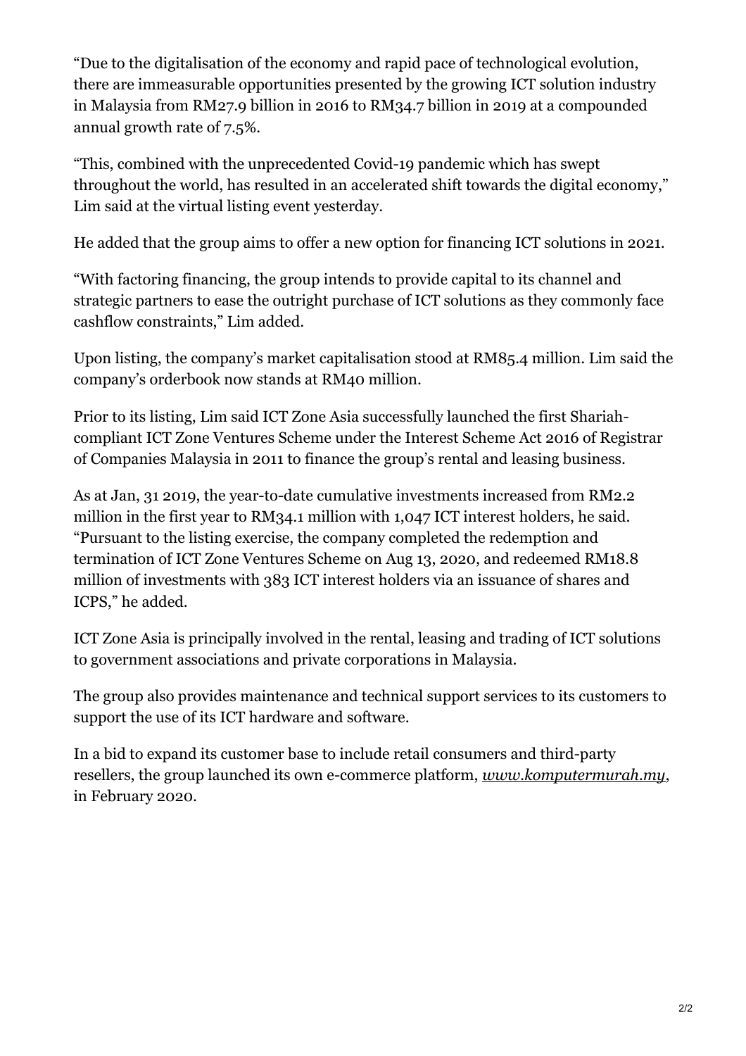"Due to the digitalisation of the economy and rapid pace of technological evolution, there are immeasurable opportunities presented by the growing ICT solution industry in Malaysia from RM27.9 billion in 2016 to RM34.7 billion in 2019 at a compounded annual growth rate of 7.5%.

"This, combined with the unprecedented Covid-19 pandemic which has swept throughout the world, has resulted in an accelerated shift towards the digital economy," Lim said at the virtual listing event yesterday.

He added that the group aims to offer a new option for financing ICT solutions in 2021.

"With factoring financing, the group intends to provide capital to its channel and strategic partners to ease the outright purchase of ICT solutions as they commonly face cashflow constraints," Lim added.

Upon listing, the company's market capitalisation stood at RM85.4 million. Lim said the company's orderbook now stands at RM40 million.

Prior to its listing, Lim said ICT Zone Asia successfully launched the first Shariah-compliant ICT Zone Ventures Scheme under the Interest Scheme Act 2016 of Registrar of Companies Malaysia in 2011 to finance the group's rental and leasing business.

As at Jan, 31 2019, the year-to-date cumulative investments increased from RM2.2 million in the first year to RM34.1 million with 1,047 ICT interest holders, he said. "Pursuant to the listing exercise, the company completed the redemption and termination of ICT Zone Ventures Scheme on Aug 13, 2020, and redeemed RM18.8 million of investments with 383 ICT interest holders via an issuance of shares and ICPS," he added.

ICT Zone Asia is principally involved in the rental, leasing and trading of ICT solutions to government associations and private corporations in Malaysia.

The group also provides maintenance and technical support services to its customers to support the use of its ICT hardware and software.

In a bid to expand its customer base to include retail consumers and third-party resellers, the group launched its own e-commerce platform, *www.komputermurah.my*, in February 2020.